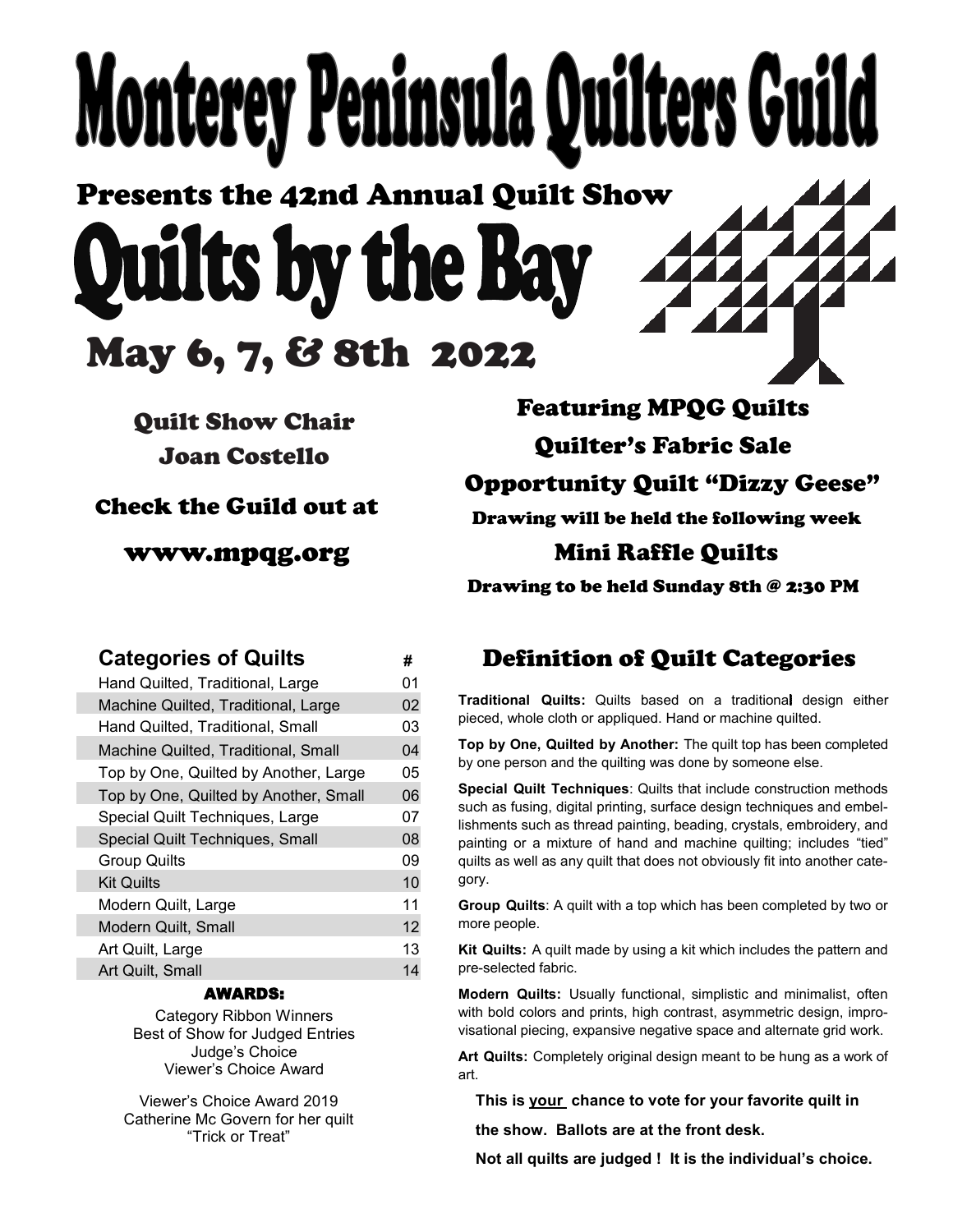# Monterey Peninsula Quilters Guild

## Presents the 42nd Annual Quilt Show

# Quilts by the Bay

## May 6, 7, & 8th 2022

### Quilt Show Chair

### Joan Costello

### Check the Guild out at

### www.mpqg.org

### Featuring MPQG Quilts

### Quilter's Fabric Sale

### Opportunity Quilt "Dizzy Geese"

Drawing will be held the following week

### Mini Raffle Quilts

Drawing to be held Sunday 8th @ 2:30 PM

| Categories of Quilts | # |
|---|---|
| Hand Quilted, Traditional, Large | 01 |
| Machine Quilted, Traditional, Large | 02 |
| Hand Quilted, Traditional, Small | 03 |
| Machine Quilted, Traditional, Small | 04 |
| Top by One, Quilted by Another, Large | 05 |
| Top by One, Quilted by Another, Small | 06 |
| Special Quilt Techniques, Large | 07 |
| Special Quilt Techniques, Small | 08 |
| Group Quilts | 09 |
| Kit Quilts | 10 |
| Modern Quilt, Large | 11 |
| Modern Quilt, Small | 12 |
| Art Quilt, Large | 13 |
| Art Quilt, Small | 14 |

**AWARDS:**

Category Ribbon Winners
Best of Show for Judged Entries
Judge's Choice
Viewer's Choice Award

Viewer's Choice Award 2019
Catherine Mc Govern for her quilt
"Trick or Treat"

## Definition of Quilt Categories

**Traditional Quilts:** Quilts based on a traditional design either pieced, whole cloth or appliqued. Hand or machine quilted.

**Top by One, Quilted by Another:** The quilt top has been completed by one person and the quilting was done by someone else.

**Special Quilt Techniques**: Quilts that include construction methods such as fusing, digital printing, surface design techniques and embellishments such as thread painting, beading, crystals, embroidery, and painting or a mixture of hand and machine quilting; includes "tied" quilts as well as any quilt that does not obviously fit into another category.

**Group Quilts**: A quilt with a top which has been completed by two or more people.

**Kit Quilts:** A quilt made by using a kit which includes the pattern and pre-selected fabric.

**Modern Quilts:** Usually functional, simplistic and minimalist, often with bold colors and prints, high contrast, asymmetric design, improvisational piecing, expansive negative space and alternate grid work.

**Art Quilts:** Completely original design meant to be hung as a work of art.

**This is your chance to vote for your favorite quilt in the show. Ballots are at the front desk.**

**Not all quilts are judged ! It is the individual's choice.**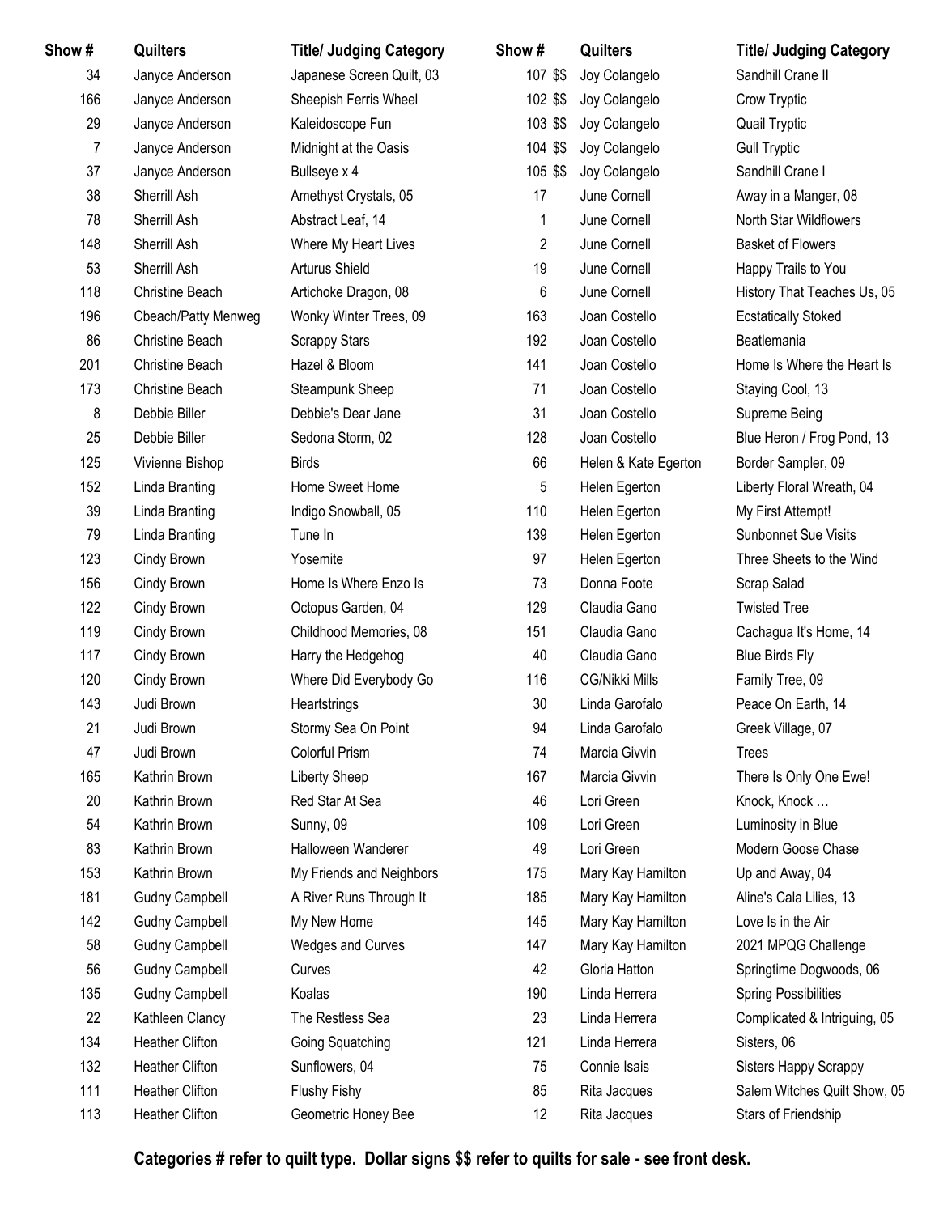| Show # | Quilters | Title/ Judging Category | Show # | Quilters | Title/ Judging Category |
|---|---|---|---|---|---|
| 34 | Janyce Anderson | Japanese Screen Quilt, 03 | 107 $$ | Joy Colangelo | Sandhill Crane II |
| 166 | Janyce Anderson | Sheepish Ferris Wheel | 102 $$ | Joy Colangelo | Crow Tryptic |
| 29 | Janyce Anderson | Kaleidoscope Fun | 103 $$ | Joy Colangelo | Quail Tryptic |
| 7 | Janyce Anderson | Midnight at the Oasis | 104 $$ | Joy Colangelo | Gull Tryptic |
| 37 | Janyce Anderson | Bullseye x 4 | 105 $$ | Joy Colangelo | Sandhill Crane I |
| 38 | Sherrill Ash | Amethyst Crystals, 05 | 17 | June Cornell | Away in a Manger, 08 |
| 78 | Sherrill Ash | Abstract Leaf, 14 | 1 | June Cornell | North Star Wildflowers |
| 148 | Sherrill Ash | Where My Heart Lives | 2 | June Cornell | Basket of Flowers |
| 53 | Sherrill Ash | Arturus Shield | 19 | June Cornell | Happy Trails to You |
| 118 | Christine Beach | Artichoke Dragon, 08 | 6 | June Cornell | History That Teaches Us, 05 |
| 196 | Cbeach/Patty Menweg | Wonky Winter Trees, 09 | 163 | Joan Costello | Ecstatically Stoked |
| 86 | Christine Beach | Scrappy Stars | 192 | Joan Costello | Beatlemania |
| 201 | Christine Beach | Hazel & Bloom | 141 | Joan Costello | Home Is Where the Heart Is |
| 173 | Christine Beach | Steampunk Sheep | 71 | Joan Costello | Staying Cool, 13 |
| 8 | Debbie Biller | Debbie's Dear Jane | 31 | Joan Costello | Supreme Being |
| 25 | Debbie Biller | Sedona Storm, 02 | 128 | Joan Costello | Blue Heron / Frog Pond, 13 |
| 125 | Vivienne Bishop | Birds | 66 | Helen & Kate Egerton | Border Sampler, 09 |
| 152 | Linda Branting | Home Sweet Home | 5 | Helen Egerton | Liberty Floral Wreath, 04 |
| 39 | Linda Branting | Indigo Snowball, 05 | 110 | Helen Egerton | My First Attempt! |
| 79 | Linda Branting | Tune In | 139 | Helen Egerton | Sunbonnet Sue Visits |
| 123 | Cindy Brown | Yosemite | 97 | Helen Egerton | Three Sheets to the Wind |
| 156 | Cindy Brown | Home Is Where Enzo Is | 73 | Donna Foote | Scrap Salad |
| 122 | Cindy Brown | Octopus Garden, 04 | 129 | Claudia Gano | Twisted Tree |
| 119 | Cindy Brown | Childhood Memories, 08 | 151 | Claudia Gano | Cachagua It's Home, 14 |
| 117 | Cindy Brown | Harry the Hedgehog | 40 | Claudia Gano | Blue Birds Fly |
| 120 | Cindy Brown | Where Did Everybody Go | 116 | CG/Nikki Mills | Family Tree, 09 |
| 143 | Judi Brown | Heartstrings | 30 | Linda Garofalo | Peace On Earth, 14 |
| 21 | Judi Brown | Stormy Sea On Point | 94 | Linda Garofalo | Greek Village, 07 |
| 47 | Judi Brown | Colorful Prism | 74 | Marcia Givvin | Trees |
| 165 | Kathrin Brown | Liberty Sheep | 167 | Marcia Givvin | There Is Only One Ewe! |
| 20 | Kathrin Brown | Red Star At Sea | 46 | Lori Green | Knock, Knock … |
| 54 | Kathrin Brown | Sunny, 09 | 109 | Lori Green | Luminosity in Blue |
| 83 | Kathrin Brown | Halloween Wanderer | 49 | Lori Green | Modern Goose Chase |
| 153 | Kathrin Brown | My Friends and Neighbors | 175 | Mary Kay Hamilton | Up and Away, 04 |
| 181 | Gudny Campbell | A River Runs Through It | 185 | Mary Kay Hamilton | Aline's Cala Lilies, 13 |
| 142 | Gudny Campbell | My New Home | 145 | Mary Kay Hamilton | Love Is in the Air |
| 58 | Gudny Campbell | Wedges and Curves | 147 | Mary Kay Hamilton | 2021 MPQG Challenge |
| 56 | Gudny Campbell | Curves | 42 | Gloria Hatton | Springtime Dogwoods, 06 |
| 135 | Gudny Campbell | Koalas | 190 | Linda Herrera | Spring Possibilities |
| 22 | Kathleen Clancy | The Restless Sea | 23 | Linda Herrera | Complicated & Intriguing, 05 |
| 134 | Heather Clifton | Going Squatching | 121 | Linda Herrera | Sisters, 06 |
| 132 | Heather Clifton | Sunflowers, 04 | 75 | Connie Isais | Sisters Happy Scrappy |
| 111 | Heather Clifton | Flushy Fishy | 85 | Rita Jacques | Salem Witches Quilt Show, 05 |
| 113 | Heather Clifton | Geometric Honey Bee | 12 | Rita Jacques | Stars of Friendship |

**Categories # refer to quilt type. Dollar signs $$ refer to quilts for sale - see front desk.**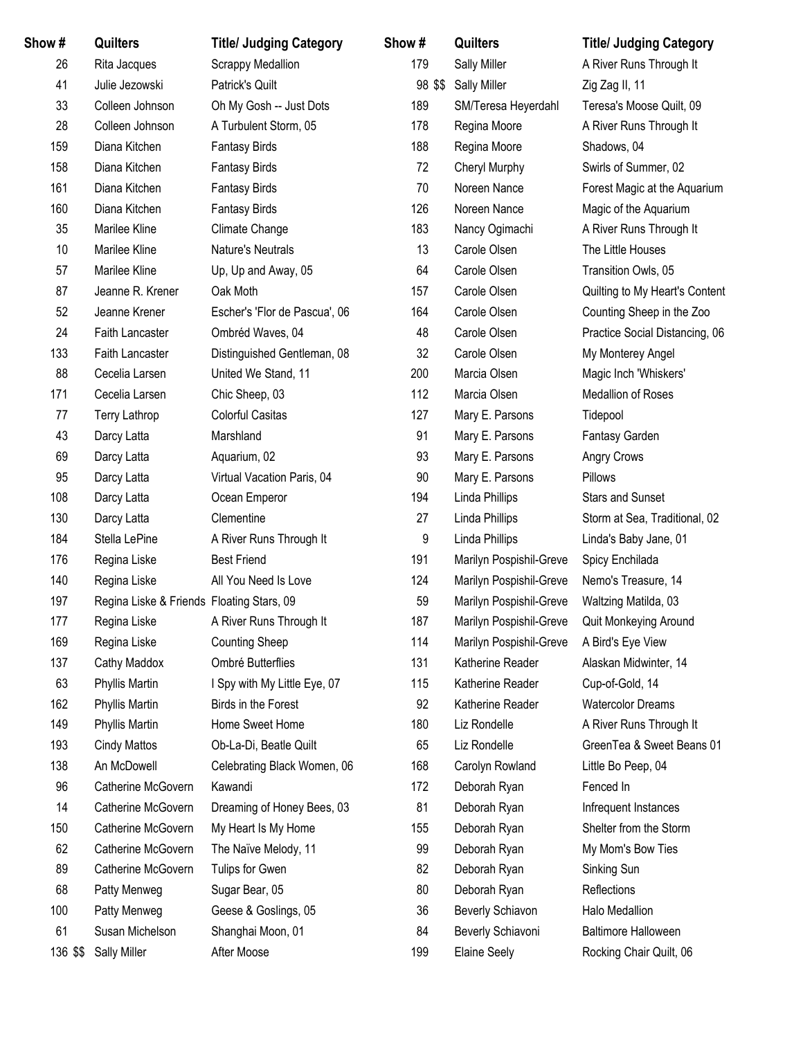| Show # | Quilters | Title/ Judging Category |
|---|---|---|
| 26 | Rita Jacques | Scrappy Medallion |
| 41 | Julie Jezowski | Patrick's Quilt |
| 33 | Colleen Johnson | Oh My Gosh -- Just Dots |
| 28 | Colleen Johnson | A Turbulent Storm, 05 |
| 159 | Diana Kitchen | Fantasy Birds |
| 158 | Diana Kitchen | Fantasy Birds |
| 161 | Diana Kitchen | Fantasy Birds |
| 160 | Diana Kitchen | Fantasy Birds |
| 35 | Marilee Kline | Climate Change |
| 10 | Marilee Kline | Nature's Neutrals |
| 57 | Marilee Kline | Up, Up and Away, 05 |
| 87 | Jeanne R. Krener | Oak Moth |
| 52 | Jeanne Krener | Escher's 'Flor de Pascua', 06 |
| 24 | Faith Lancaster | Ombréd Waves, 04 |
| 133 | Faith Lancaster | Distinguished Gentleman, 08 |
| 88 | Cecelia Larsen | United We Stand, 11 |
| 171 | Cecelia Larsen | Chic Sheep, 03 |
| 77 | Terry Lathrop | Colorful Casitas |
| 43 | Darcy Latta | Marshland |
| 69 | Darcy Latta | Aquarium, 02 |
| 95 | Darcy Latta | Virtual Vacation Paris, 04 |
| 108 | Darcy Latta | Ocean Emperor |
| 130 | Darcy Latta | Clementine |
| 184 | Stella LePine | A River Runs Through It |
| 176 | Regina Liske | Best Friend |
| 140 | Regina Liske | All You Need Is Love |
| 197 | Regina Liske & Friends | Floating Stars, 09 |
| 177 | Regina Liske | A River Runs Through It |
| 169 | Regina Liske | Counting Sheep |
| 137 | Cathy Maddox | Ombré Butterflies |
| 63 | Phyllis Martin | I Spy with My Little Eye, 07 |
| 162 | Phyllis Martin | Birds in the Forest |
| 149 | Phyllis Martin | Home Sweet Home |
| 193 | Cindy Mattos | Ob-La-Di, Beatle Quilt |
| 138 | An McDowell | Celebrating Black Women, 06 |
| 96 | Catherine McGovern | Kawandi |
| 14 | Catherine McGovern | Dreaming of Honey Bees, 03 |
| 150 | Catherine McGovern | My Heart Is My Home |
| 62 | Catherine McGovern | The Naïve Melody, 11 |
| 89 | Catherine McGovern | Tulips for Gwen |
| 68 | Patty Menweg | Sugar Bear, 05 |
| 100 | Patty Menweg | Geese & Goslings, 05 |
| 61 | Susan Michelson | Shanghai Moon, 01 |
| 136 $$ | Sally Miller | After Moose |
| 179 | Sally Miller | A River Runs Through It |
| 98 $$ | Sally Miller | Zig Zag II, 11 |
| 189 | SM/Teresa Heyerdahl | Teresa's Moose Quilt, 09 |
| 178 | Regina Moore | A River Runs Through It |
| 188 | Regina Moore | Shadows, 04 |
| 72 | Cheryl Murphy | Swirls of Summer, 02 |
| 70 | Noreen Nance | Forest Magic at the Aquarium |
| 126 | Noreen Nance | Magic of the Aquarium |
| 183 | Nancy Ogimachi | A River Runs Through It |
| 13 | Carole Olsen | The Little Houses |
| 64 | Carole Olsen | Transition Owls, 05 |
| 157 | Carole Olsen | Quilting to My Heart's Content |
| 164 | Carole Olsen | Counting Sheep in the Zoo |
| 48 | Carole Olsen | Practice Social Distancing, 06 |
| 32 | Carole Olsen | My Monterey Angel |
| 200 | Marcia Olsen | Magic Inch 'Whiskers' |
| 112 | Marcia Olsen | Medallion of Roses |
| 127 | Mary E. Parsons | Tidepool |
| 91 | Mary E. Parsons | Fantasy Garden |
| 93 | Mary E. Parsons | Angry Crows |
| 90 | Mary E. Parsons | Pillows |
| 194 | Linda Phillips | Stars and Sunset |
| 27 | Linda Phillips | Storm at Sea, Traditional, 02 |
| 9 | Linda Phillips | Linda's Baby Jane, 01 |
| 191 | Marilyn Pospishil-Greve | Spicy Enchilada |
| 124 | Marilyn Pospishil-Greve | Nemo's Treasure, 14 |
| 59 | Marilyn Pospishil-Greve | Waltzing Matilda, 03 |
| 187 | Marilyn Pospishil-Greve | Quit Monkeying Around |
| 114 | Marilyn Pospishil-Greve | A Bird's Eye View |
| 131 | Katherine Reader | Alaskan Midwinter, 14 |
| 115 | Katherine Reader | Cup-of-Gold, 14 |
| 92 | Katherine Reader | Watercolor Dreams |
| 180 | Liz Rondelle | A River Runs Through It |
| 65 | Liz Rondelle | GreenTea & Sweet Beans 01 |
| 168 | Carolyn Rowland | Little Bo Peep, 04 |
| 172 | Deborah Ryan | Fenced In |
| 81 | Deborah Ryan | Infrequent Instances |
| 155 | Deborah Ryan | Shelter from the Storm |
| 99 | Deborah Ryan | My Mom's Bow Ties |
| 82 | Deborah Ryan | Sinking Sun |
| 80 | Deborah Ryan | Reflections |
| 36 | Beverly Schiavon | Halo Medallion |
| 84 | Beverly Schiavoni | Baltimore Halloween |
| 199 | Elaine Seely | Rocking Chair Quilt, 06 |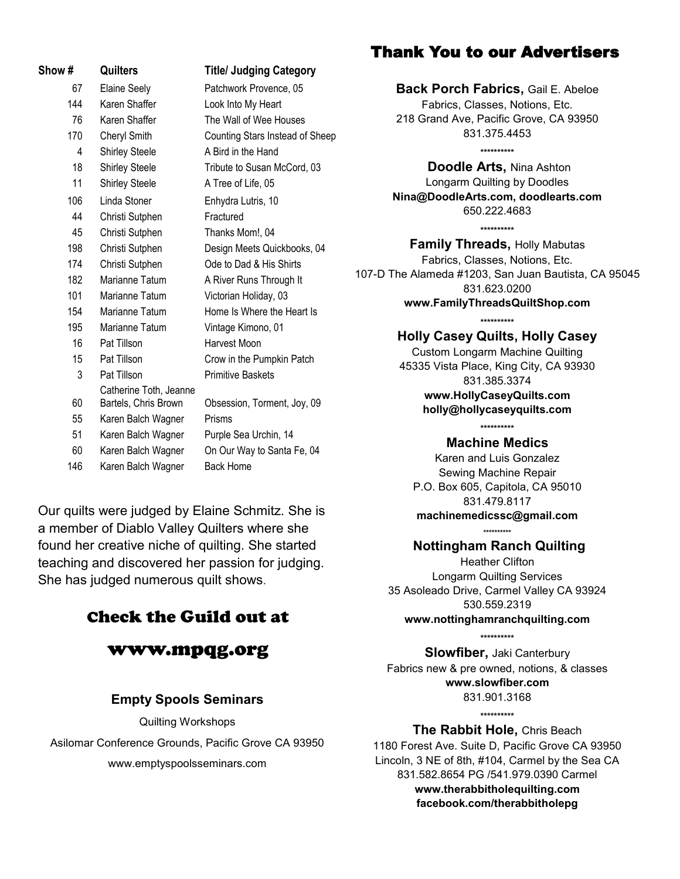| Show # | Quilters | Title/ Judging Category |
| --- | --- | --- |
| 67 | Elaine Seely | Patchwork Provence, 05 |
| 144 | Karen Shaffer | Look Into My Heart |
| 76 | Karen Shaffer | The Wall of Wee Houses |
| 170 | Cheryl Smith | Counting Stars Instead of Sheep |
| 4 | Shirley Steele | A Bird in the Hand |
| 18 | Shirley Steele | Tribute to Susan McCord, 03 |
| 11 | Shirley Steele | A Tree of Life, 05 |
| 106 | Linda Stoner | Enhydra Lutris, 10 |
| 44 | Christi Sutphen | Fractured |
| 45 | Christi Sutphen | Thanks Mom!, 04 |
| 198 | Christi Sutphen | Design Meets Quickbooks, 04 |
| 174 | Christi Sutphen | Ode to Dad & His Shirts |
| 182 | Marianne Tatum | A River Runs Through It |
| 101 | Marianne Tatum | Victorian Holiday, 03 |
| 154 | Marianne Tatum | Home Is Where the Heart Is |
| 195 | Marianne Tatum | Vintage Kimono, 01 |
| 16 | Pat Tillson | Harvest Moon |
| 15 | Pat Tillson | Crow in the Pumpkin Patch |
| 3 | Pat Tillson | Primitive Baskets |
| 60 | Catherine Toth, Jeanne Bartels, Chris Brown | Obsession, Torment, Joy, 09 |
| 55 | Karen Balch Wagner | Prisms |
| 51 | Karen Balch Wagner | Purple Sea Urchin, 14 |
| 60 | Karen Balch Wagner | On Our Way to Santa Fe, 04 |
| 146 | Karen Balch Wagner | Back Home |

Our quilts were judged by Elaine Schmitz. She is a member of Diablo Valley Quilters where she found her creative niche of quilting. She started teaching and discovered her passion for judging. She has judged numerous quilt shows.

## Check the Guild out at

## www.mpqg.org

**Empty Spools Seminars**

Quilting Workshops

Asilomar Conference Grounds, Pacific Grove CA 93950

www.emptyspoolsseminars.com

## Thank You to our Advertisers

**Back Porch Fabrics,** Gail E. Abeloe
Fabrics, Classes, Notions, Etc.
218 Grand Ave, Pacific Grove, CA 93950
831.375.4453

**********

**Doodle Arts,** Nina Ashton
Longarm Quilting by Doodles
**Nina@DoodleArts.com, doodlearts.com**
650.222.4683

**********

**Family Threads,** Holly Mabutas
Fabrics, Classes, Notions, Etc.
107-D The Alameda #1203, San Juan Bautista, CA 95045
831.623.0200
**www.FamilyThreadsQuiltShop.com**

**********

**Holly Casey Quilts, Holly Casey**
Custom Longarm Machine Quilting
45335 Vista Place, King City, CA 93930
831.385.3374
**www.HollyCaseyQuilts.com**
**holly@hollycaseyquilts.com**

**********

**Machine Medics**
Karen and Luis Gonzalez
Sewing Machine Repair
P.O. Box 605, Capitola, CA 95010
831.479.8117
**machinemedicssc@gmail.com**

*********

**Nottingham Ranch Quilting**
Heather Clifton
Longarm Quilting Services
35 Asoleado Drive, Carmel Valley CA 93924
530.559.2319
**www.nottinghamranchquilting.com**

**********

**Slowfiber,** Jaki Canterbury
Fabrics new & pre owned, notions, & classes
**www.slowfiber.com**
831.901.3168

**********

**The Rabbit Hole,** Chris Beach
1180 Forest Ave. Suite D, Pacific Grove CA 93950
Lincoln, 3 NE of 8th, #104, Carmel by the Sea CA
831.582.8654 PG /541.979.0390 Carmel
**www.therabbitholequilting.com**
**facebook.com/therabbitholepg**